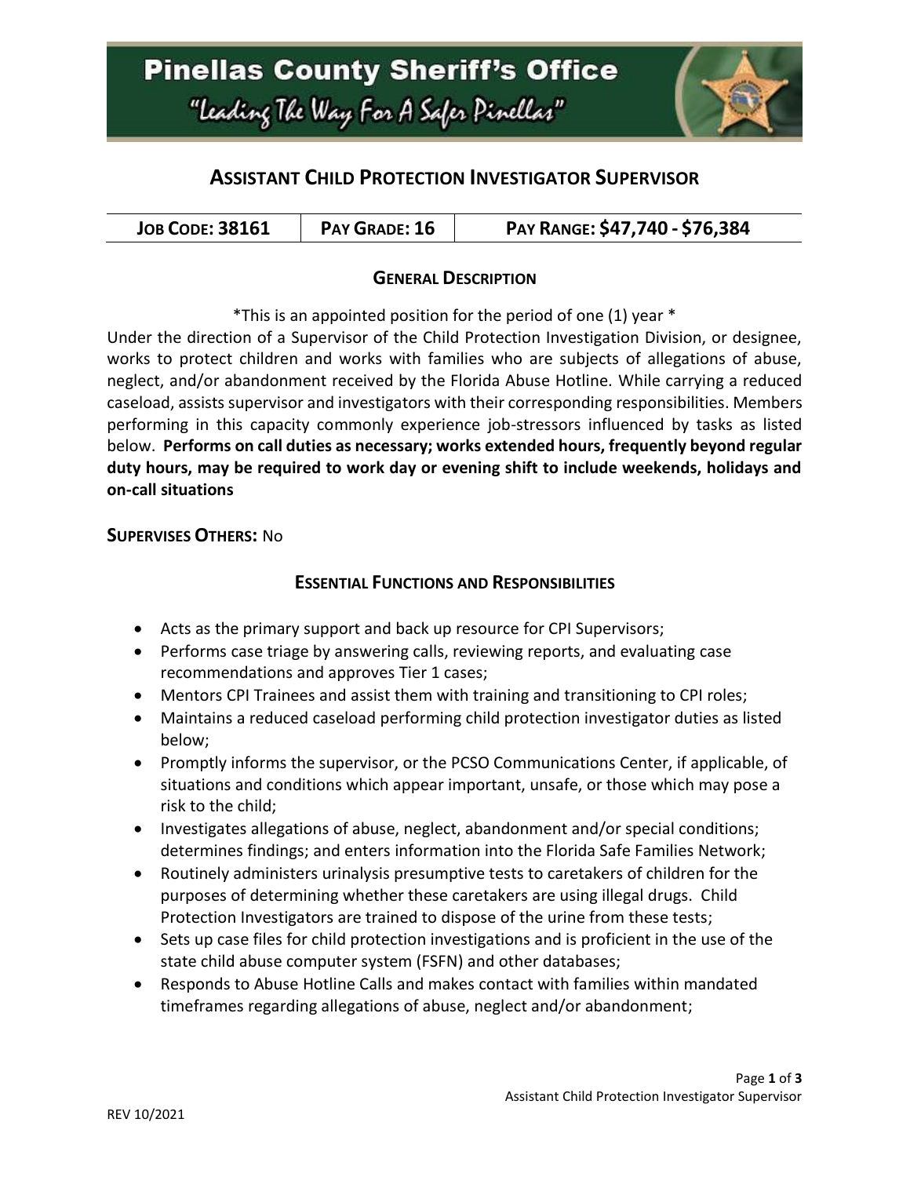# Pinellas County Sheriff's Office

"Leading The Way For A Safer Pinellas"

## ASSISTANT CHILD PROTECTION INVESTIGATOR SUPERVISOR

| JOB CODE: 38161 | PAY GRADE: 16 | PAY RANGE: $47,740 - $76,384 |
| --- | --- | --- |

### GENERAL DESCRIPTION

*This is an appointed position for the period of one (1) year *

Under the direction of a Supervisor of the Child Protection Investigation Division, or designee, works to protect children and works with families who are subjects of allegations of abuse, neglect, and/or abandonment received by the Florida Abuse Hotline. While carrying a reduced caseload, assists supervisor and investigators with their corresponding responsibilities. Members performing in this capacity commonly experience job-stressors influenced by tasks as listed below. **Performs on call duties as necessary; works extended hours, frequently beyond regular duty hours, may be required to work day or evening shift to include weekends, holidays and on-call situations**

**SUPERVISES OTHERS:** No

### ESSENTIAL FUNCTIONS AND RESPONSIBILITIES

- Acts as the primary support and back up resource for CPI Supervisors;
- Performs case triage by answering calls, reviewing reports, and evaluating case recommendations and approves Tier 1 cases;
- Mentors CPI Trainees and assist them with training and transitioning to CPI roles;
- Maintains a reduced caseload performing child protection investigator duties as listed below;
- Promptly informs the supervisor, or the PCSO Communications Center, if applicable, of situations and conditions which appear important, unsafe, or those which may pose a risk to the child;
- Investigates allegations of abuse, neglect, abandonment and/or special conditions; determines findings; and enters information into the Florida Safe Families Network;
- Routinely administers urinalysis presumptive tests to caretakers of children for the purposes of determining whether these caretakers are using illegal drugs. Child Protection Investigators are trained to dispose of the urine from these tests;
- Sets up case files for child protection investigations and is proficient in the use of the state child abuse computer system (FSFN) and other databases;
- Responds to Abuse Hotline Calls and makes contact with families within mandated timeframes regarding allegations of abuse, neglect and/or abandonment;

REV 10/2021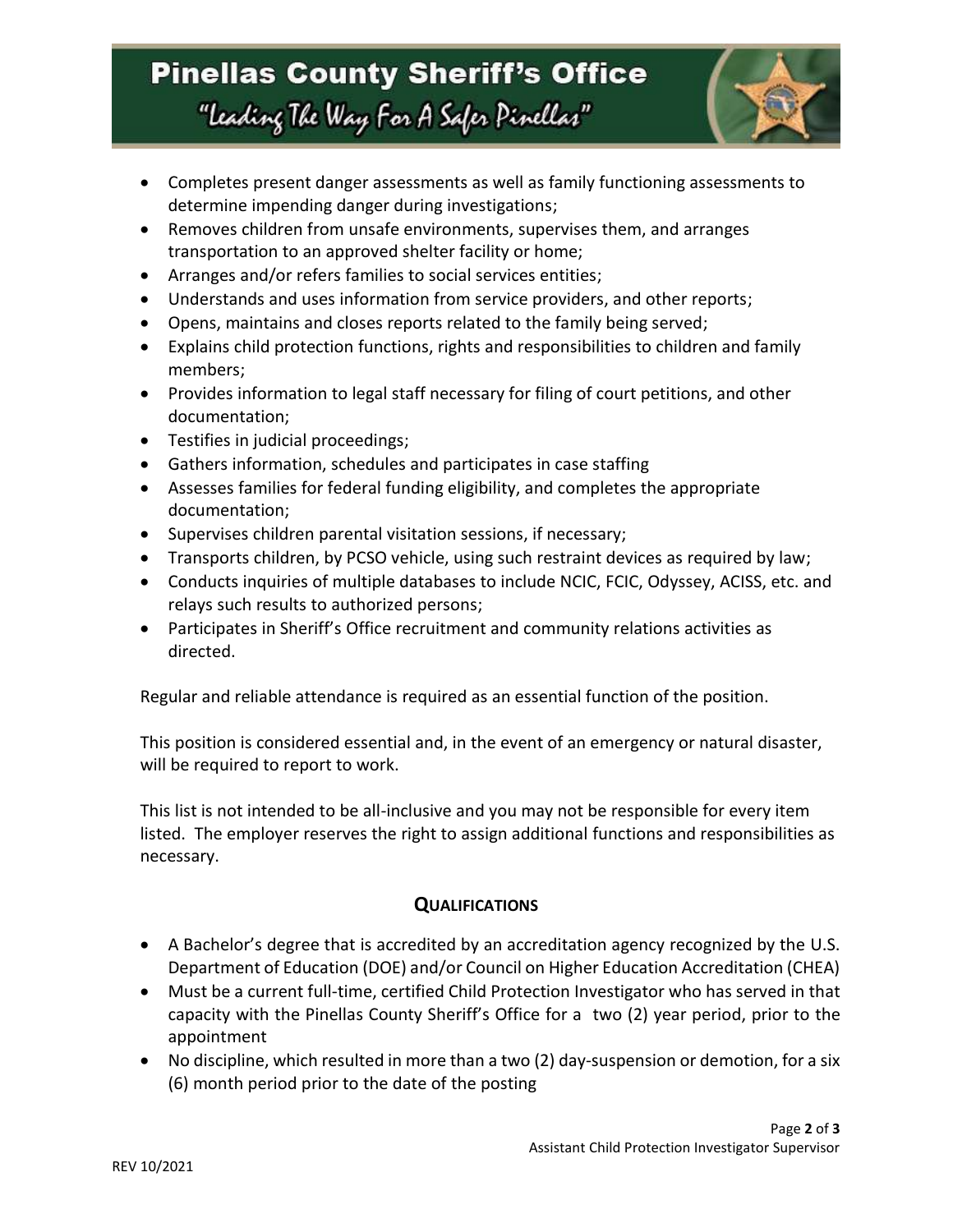- Completes present danger assessments as well as family functioning assessments to determine impending danger during investigations;
- Removes children from unsafe environments, supervises them, and arranges transportation to an approved shelter facility or home;
- Arranges and/or refers families to social services entities;
- Understands and uses information from service providers, and other reports;
- Opens, maintains and closes reports related to the family being served;
- Explains child protection functions, rights and responsibilities to children and family members;
- Provides information to legal staff necessary for filing of court petitions, and other documentation;
- Testifies in judicial proceedings;
- Gathers information, schedules and participates in case staffing
- Assesses families for federal funding eligibility, and completes the appropriate documentation;
- Supervises children parental visitation sessions, if necessary;
- Transports children, by PCSO vehicle, using such restraint devices as required by law;
- Conducts inquiries of multiple databases to include NCIC, FCIC, Odyssey, ACISS, etc. and relays such results to authorized persons;
- Participates in Sheriff's Office recruitment and community relations activities as directed.

Regular and reliable attendance is required as an essential function of the position.

This position is considered essential and, in the event of an emergency or natural disaster, will be required to report to work.

This list is not intended to be all-inclusive and you may not be responsible for every item listed. The employer reserves the right to assign additional functions and responsibilities as necessary.

## QUALIFICATIONS

- A Bachelor's degree that is accredited by an accreditation agency recognized by the U.S. Department of Education (DOE) and/or Council on Higher Education Accreditation (CHEA)
- Must be a current full-time, certified Child Protection Investigator who has served in that capacity with the Pinellas County Sheriff's Office for a two (2) year period, prior to the appointment
- No discipline, which resulted in more than a two (2) day-suspension or demotion, for a six (6) month period prior to the date of the posting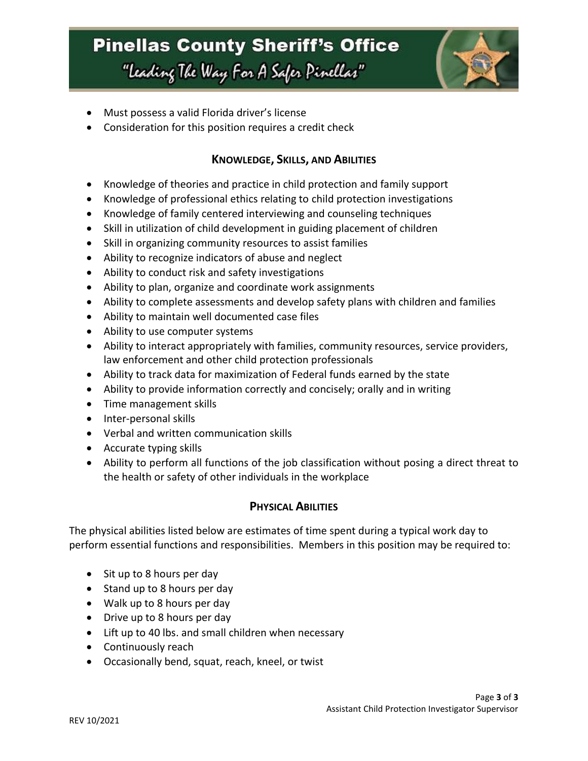- Must possess a valid Florida driver's license
- Consideration for this position requires a credit check

## Knowledge, Skills, and Abilities

- Knowledge of theories and practice in child protection and family support
- Knowledge of professional ethics relating to child protection investigations
- Knowledge of family centered interviewing and counseling techniques
- Skill in utilization of child development in guiding placement of children
- Skill in organizing community resources to assist families
- Ability to recognize indicators of abuse and neglect
- Ability to conduct risk and safety investigations
- Ability to plan, organize and coordinate work assignments
- Ability to complete assessments and develop safety plans with children and families
- Ability to maintain well documented case files
- Ability to use computer systems
- Ability to interact appropriately with families, community resources, service providers, law enforcement and other child protection professionals
- Ability to track data for maximization of Federal funds earned by the state
- Ability to provide information correctly and concisely; orally and in writing
- Time management skills
- Inter-personal skills
- Verbal and written communication skills
- Accurate typing skills
- Ability to perform all functions of the job classification without posing a direct threat to the health or safety of other individuals in the workplace

## Physical Abilities

The physical abilities listed below are estimates of time spent during a typical work day to perform essential functions and responsibilities. Members in this position may be required to:

- Sit up to 8 hours per day
- Stand up to 8 hours per day
- Walk up to 8 hours per day
- Drive up to 8 hours per day
- Lift up to 40 lbs. and small children when necessary
- Continuously reach
- Occasionally bend, squat, reach, kneel, or twist

REV 10/2021